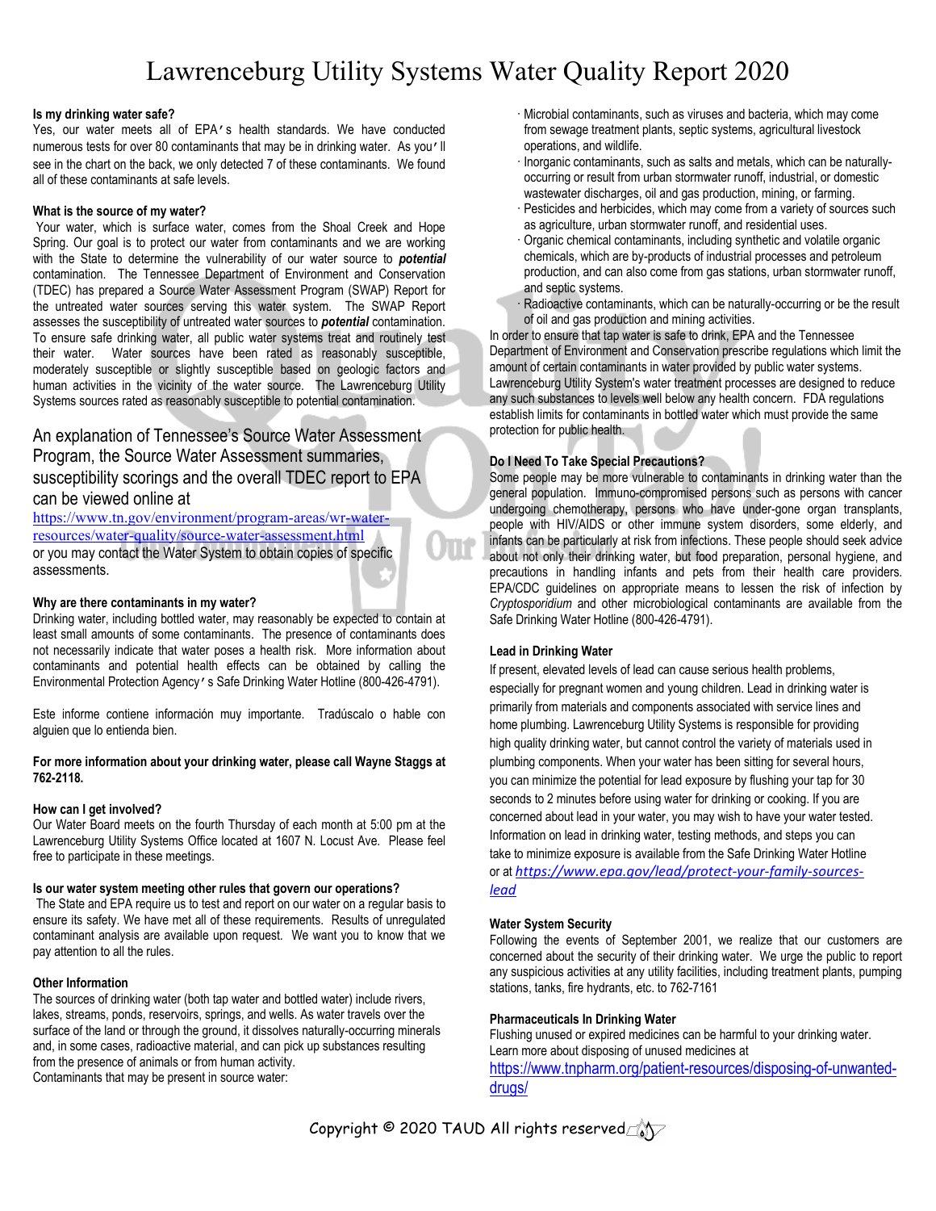# Lawrenceburg Utility Systems Water Quality Report 2020

**Is my drinking water safe?**

Yes, our water meets all of EPA's health standards. We have conducted numerous tests for over 80 contaminants that may be in drinking water. As you'll see in the chart on the back, we only detected 7 of these contaminants. We found all of these contaminants at safe levels.

**What is the source of my water?**

Your water, which is surface water, comes from the Shoal Creek and Hope Spring. Our goal is to protect our water from contaminants and we are working with the State to determine the vulnerability of our water source to ***potential*** contamination. The Tennessee Department of Environment and Conservation (TDEC) has prepared a Source Water Assessment Program (SWAP) Report for the untreated water sources serving this water system. The SWAP Report assesses the susceptibility of untreated water sources to ***potential*** contamination. To ensure safe drinking water, all public water systems treat and routinely test their water. Water sources have been rated as reasonably susceptible, moderately susceptible or slightly susceptible based on geologic factors and human activities in the vicinity of the water source. The Lawrenceburg Utility Systems sources rated as reasonably susceptible to potential contamination.

## An explanation of Tennessee's Source Water Assessment Program, the Source Water Assessment summaries, susceptibility scorings and the overall TDEC report to EPA can be viewed online at

https://www.tn.gov/environment/program-areas/wr-water-resources/water-quality/source-water-assessment.html
or you may contact the Water System to obtain copies of specific assessments.

**Why are there contaminants in my water?**

Drinking water, including bottled water, may reasonably be expected to contain at least small amounts of some contaminants. The presence of contaminants does not necessarily indicate that water poses a health risk. More information about contaminants and potential health effects can be obtained by calling the Environmental Protection Agency's Safe Drinking Water Hotline (800-426-4791).

Este informe contiene información muy importante. Tradúscalo o hable con alguien que lo entienda bien.

**For more information about your drinking water, please call Wayne Staggs at 762-2118.**

**How can I get involved?**

Our Water Board meets on the fourth Thursday of each month at 5:00 pm at the Lawrenceburg Utility Systems Office located at 1607 N. Locust Ave. Please feel free to participate in these meetings.

**Is our water system meeting other rules that govern our operations?**

The State and EPA require us to test and report on our water on a regular basis to ensure its safety. We have met all of these requirements. Results of unregulated contaminant analysis are available upon request. We want you to know that we pay attention to all the rules.

**Other Information**

The sources of drinking water (both tap water and bottled water) include rivers, lakes, streams, ponds, reservoirs, springs, and wells. As water travels over the surface of the land or through the ground, it dissolves naturally-occurring minerals and, in some cases, radioactive material, and can pick up substances resulting from the presence of animals or from human activity.
Contaminants that may be present in source water:

- Microbial contaminants, such as viruses and bacteria, which may come from sewage treatment plants, septic systems, agricultural livestock operations, and wildlife.
- Inorganic contaminants, such as salts and metals, which can be naturally-occurring or result from urban stormwater runoff, industrial, or domestic wastewater discharges, oil and gas production, mining, or farming.
- Pesticides and herbicides, which may come from a variety of sources such as agriculture, urban stormwater runoff, and residential uses.
- Organic chemical contaminants, including synthetic and volatile organic chemicals, which are by-products of industrial processes and petroleum production, and can also come from gas stations, urban stormwater runoff, and septic systems.
- Radioactive contaminants, which can be naturally-occurring or be the result of oil and gas production and mining activities.

In order to ensure that tap water is safe to drink, EPA and the Tennessee Department of Environment and Conservation prescribe regulations which limit the amount of certain contaminants in water provided by public water systems. Lawrenceburg Utility System's water treatment processes are designed to reduce any such substances to levels well below any health concern. FDA regulations establish limits for contaminants in bottled water which must provide the same protection for public health.

**Do I Need To Take Special Precautions?**

Some people may be more vulnerable to contaminants in drinking water than the general population. Immuno-compromised persons such as persons with cancer undergoing chemotherapy, persons who have under-gone organ transplants, people with HIV/AIDS or other immune system disorders, some elderly, and infants can be particularly at risk from infections. These people should seek advice about not only their drinking water, but food preparation, personal hygiene, and precautions in handling infants and pets from their health care providers. EPA/CDC guidelines on appropriate means to lessen the risk of infection by *Cryptosporidium* and other microbiological contaminants are available from the Safe Drinking Water Hotline (800-426-4791).

**Lead in Drinking Water**

If present, elevated levels of lead can cause serious health problems, especially for pregnant women and young children. Lead in drinking water is primarily from materials and components associated with service lines and home plumbing. Lawrenceburg Utility Systems is responsible for providing high quality drinking water, but cannot control the variety of materials used in plumbing components. When your water has been sitting for several hours, you can minimize the potential for lead exposure by flushing your tap for 30 seconds to 2 minutes before using water for drinking or cooking. If you are concerned about lead in your water, you may wish to have your water tested. Information on lead in drinking water, testing methods, and steps you can take to minimize exposure is available from the Safe Drinking Water Hotline or at *https://www.epa.gov/lead/protect-your-family-sources-lead*

**Water System Security**

Following the events of September 2001, we realize that our customers are concerned about the security of their drinking water. We urge the public to report any suspicious activities at any utility facilities, including treatment plants, pumping stations, tanks, fire hydrants, etc. to 762-7161

**Pharmaceuticals In Drinking Water**

Flushing unused or expired medicines can be harmful to your drinking water. Learn more about disposing of unused medicines at
https://www.tnpharm.org/patient-resources/disposing-of-unwanted-drugs/

Copyright © 2020 TAUD All rights reserved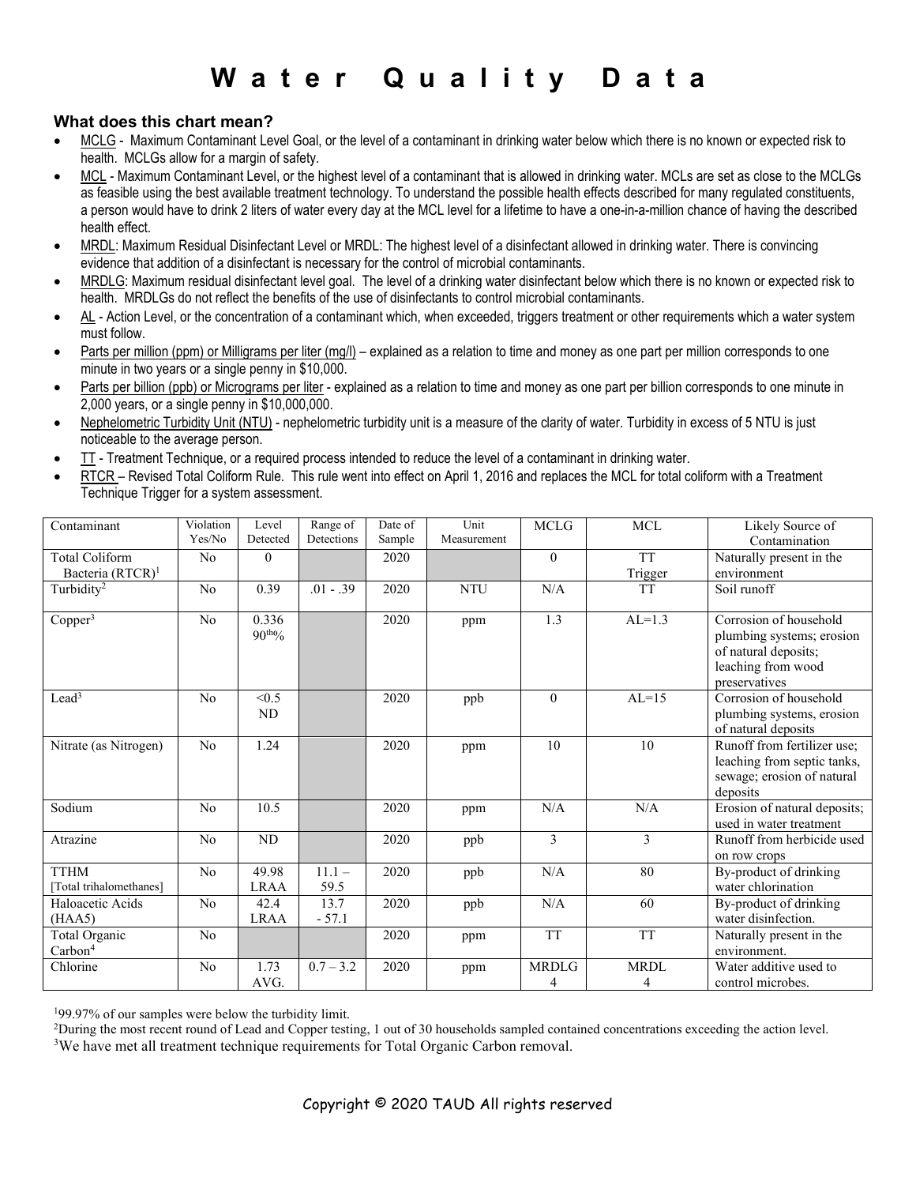# Water Quality Data

### What does this chart mean?

- MCLG - Maximum Contaminant Level Goal, or the level of a contaminant in drinking water below which there is no known or expected risk to health. MCLGs allow for a margin of safety.
- MCL - Maximum Contaminant Level, or the highest level of a contaminant that is allowed in drinking water. MCLs are set as close to the MCLGs as feasible using the best available treatment technology. To understand the possible health effects described for many regulated constituents, a person would have to drink 2 liters of water every day at the MCL level for a lifetime to have a one-in-a-million chance of having the described health effect.
- MRDL: Maximum Residual Disinfectant Level or MRDL: The highest level of a disinfectant allowed in drinking water. There is convincing evidence that addition of a disinfectant is necessary for the control of microbial contaminants.
- MRDLG: Maximum residual disinfectant level goal. The level of a drinking water disinfectant below which there is no known or expected risk to health. MRDLGs do not reflect the benefits of the use of disinfectants to control microbial contaminants.
- AL - Action Level, or the concentration of a contaminant which, when exceeded, triggers treatment or other requirements which a water system must follow.
- Parts per million (ppm) or Milligrams per liter (mg/l) – explained as a relation to time and money as one part per million corresponds to one minute in two years or a single penny in $10,000.
- Parts per billion (ppb) or Micrograms per liter - explained as a relation to time and money as one part per billion corresponds to one minute in 2,000 years, or a single penny in $10,000,000.
- Nephelometric Turbidity Unit (NTU) - nephelometric turbidity unit is a measure of the clarity of water. Turbidity in excess of 5 NTU is just noticeable to the average person.
- TT - Treatment Technique, or a required process intended to reduce the level of a contaminant in drinking water.
- RTCR – Revised Total Coliform Rule. This rule went into effect on April 1, 2016 and replaces the MCL for total coliform with a Treatment Technique Trigger for a system assessment.

| Contaminant | Violation Yes/No | Level Detected | Range of Detections | Date of Sample | Unit Measurement | MCLG | MCL | Likely Source of Contamination |
|---|---|---|---|---|---|---|---|---|
| Total Coliform Bacteria (RTCR)[1] | No | 0 | | 2020 | | 0 | TT Trigger | Naturally present in the environment |
| Turbidity[2] | No | 0.39 | .01 - .39 | 2020 | NTU | N/A | TT | Soil runoff |
| Copper[3] | No | 0.336 90th% | | 2020 | ppm | 1.3 | AL=1.3 | Corrosion of household plumbing systems; erosion of natural deposits; leaching from wood preservatives |
| Lead[3] | No | <0.5 ND | | 2020 | ppb | 0 | AL=15 | Corrosion of household plumbing systems, erosion of natural deposits |
| Nitrate (as Nitrogen) | No | 1.24 | | 2020 | ppm | 10 | 10 | Runoff from fertilizer use; leaching from septic tanks, sewage; erosion of natural deposits |
| Sodium | No | 10.5 | | 2020 | ppm | N/A | N/A | Erosion of natural deposits; used in water treatment |
| Atrazine | No | ND | | 2020 | ppb | 3 | 3 | Runoff from herbicide used on row crops |
| TTHM [Total trihalomethanes] | No | 49.98 LRAA | 11.1 – 59.5 | 2020 | ppb | N/A | 80 | By-product of drinking water chlorination |
| Haloacetic Acids (HAA5) | No | 42.4 LRAA | 13.7 - 57.1 | 2020 | ppb | N/A | 60 | By-product of drinking water disinfection. |
| Total Organic Carbon[4] | No | | | 2020 | ppm | TT | TT | Naturally present in the environment. |
| Chlorine | No | 1.73 AVG. | 0.7 – 3.2 | 2020 | ppm | MRDLG 4 | MRDL 4 | Water additive used to control microbes. |

[1] 99.97% of our samples were below the turbidity limit.

[2] During the most recent round of Lead and Copper testing, 1 out of 30 households sampled contained concentrations exceeding the action level.

[3] We have met all treatment technique requirements for Total Organic Carbon removal.

Copyright © 2020 TAUD All rights reserved